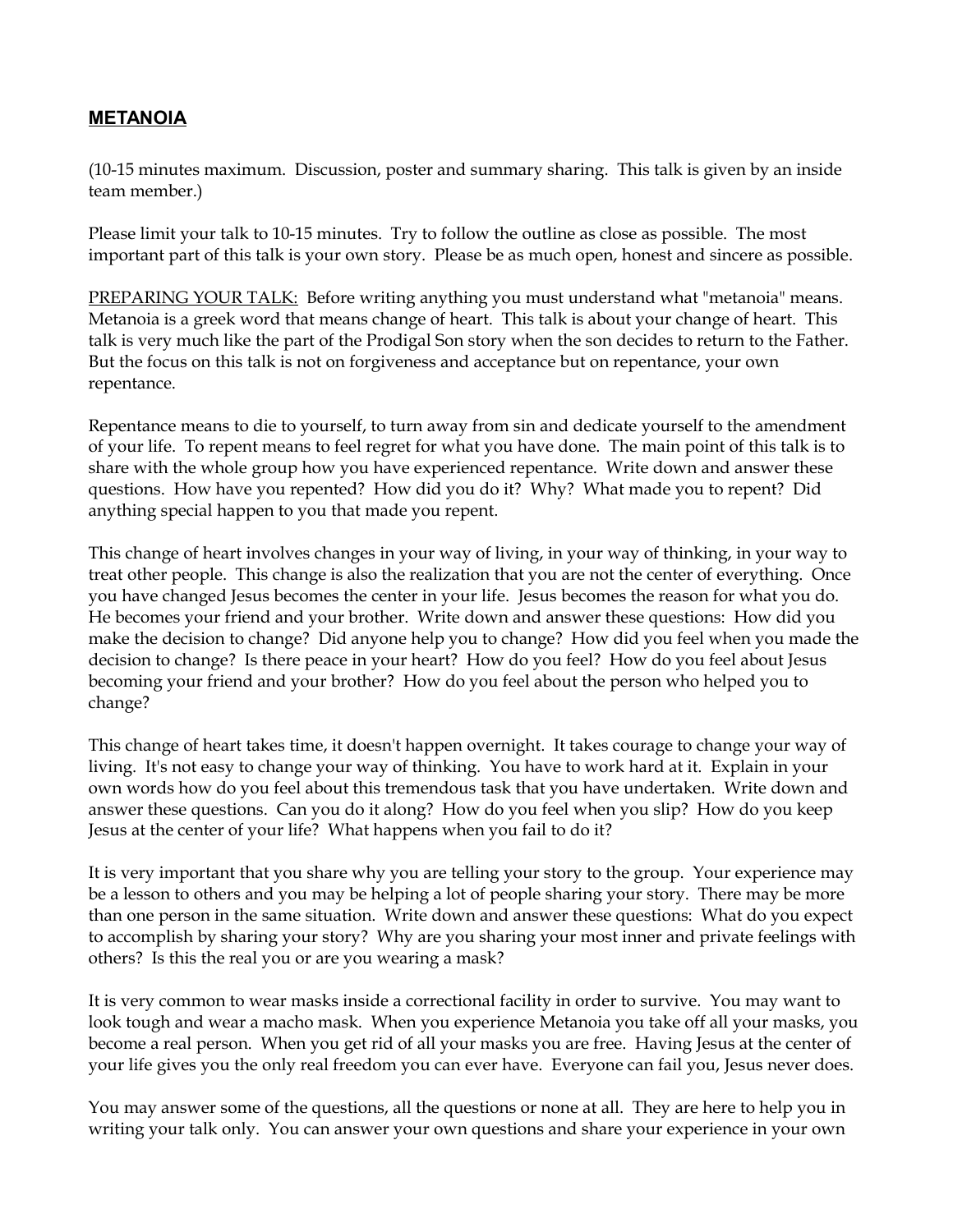# **METANOIA**

(10-15 minutes maximum. Discussion, poster and summary sharing. This talk is given by an inside team member.)

Please limit your talk to 10-15 minutes. Try to follow the outline as close as possible. The most important part of this talk is your own story. Please be as much open, honest and sincere as possible.

PREPARING YOUR TALK: Before writing anything you must understand what "metanoia" means. Metanoia is a greek word that means change of heart. This talk is about your change of heart. This talk is very much like the part of the Prodigal Son story when the son decides to return to the Father. But the focus on this talk is not on forgiveness and acceptance but on repentance, your own repentance.

Repentance means to die to yourself, to turn away from sin and dedicate yourself to the amendment of your life. To repent means to feel regret for what you have done. The main point of this talk is to share with the whole group how you have experienced repentance. Write down and answer these questions. How have you repented? How did you do it? Why? What made you to repent? Did anything special happen to you that made you repent.

This change of heart involves changes in your way of living, in your way of thinking, in your way to treat other people. This change is also the realization that you are not the center of everything. Once you have changed Jesus becomes the center in your life. Jesus becomes the reason for what you do. He becomes your friend and your brother. Write down and answer these questions: How did you make the decision to change? Did anyone help you to change? How did you feel when you made the decision to change? Is there peace in your heart? How do you feel? How do you feel about Jesus becoming your friend and your brother? How do you feel about the person who helped you to change?

This change of heart takes time, it doesn't happen overnight. It takes courage to change your way of living. It's not easy to change your way of thinking. You have to work hard at it. Explain in your own words how do you feel about this tremendous task that you have undertaken. Write down and answer these questions. Can you do it along? How do you feel when you slip? How do you keep Jesus at the center of your life? What happens when you fail to do it?

It is very important that you share why you are telling your story to the group. Your experience may be a lesson to others and you may be helping a lot of people sharing your story. There may be more than one person in the same situation. Write down and answer these questions: What do you expect to accomplish by sharing your story? Why are you sharing your most inner and private feelings with others? Is this the real you or are you wearing a mask?

It is very common to wear masks inside a correctional facility in order to survive. You may want to look tough and wear a macho mask. When you experience Metanoia you take off all your masks, you become a real person. When you get rid of all your masks you are free. Having Jesus at the center of your life gives you the only real freedom you can ever have. Everyone can fail you, Jesus never does.

You may answer some of the questions, all the questions or none at all. They are here to help you in writing your talk only. You can answer your own questions and share your experience in your own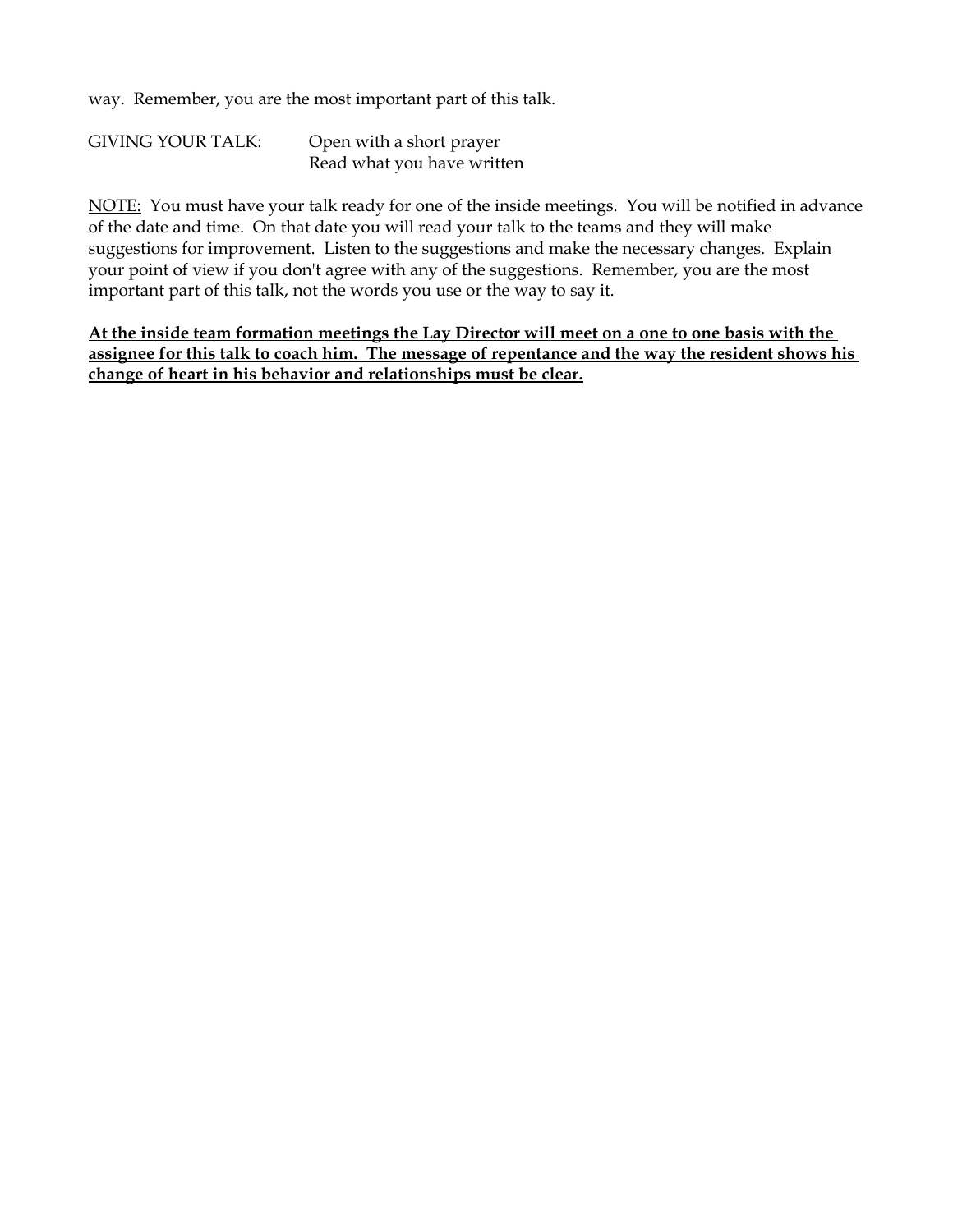way. Remember, you are the most important part of this talk.

<u>GIVING YOUR TALK:</u> Open with a short prayer
Read what you have written

<u>NOTE:</u> You must have your talk ready for one of the inside meetings. You will be notified in advance of the date and time. On that date you will read your talk to the teams and they will make suggestions for improvement. Listen to the suggestions and make the necessary changes. Explain your point of view if you don't agree with any of the suggestions. Remember, you are the most important part of this talk, not the words you use or the way to say it.

<u>**At the inside team formation meetings the Lay Director will meet on a one to one basis with the assignee for this talk to coach him. The message of repentance and the way the resident shows his change of heart in his behavior and relationships must be clear.**</u>